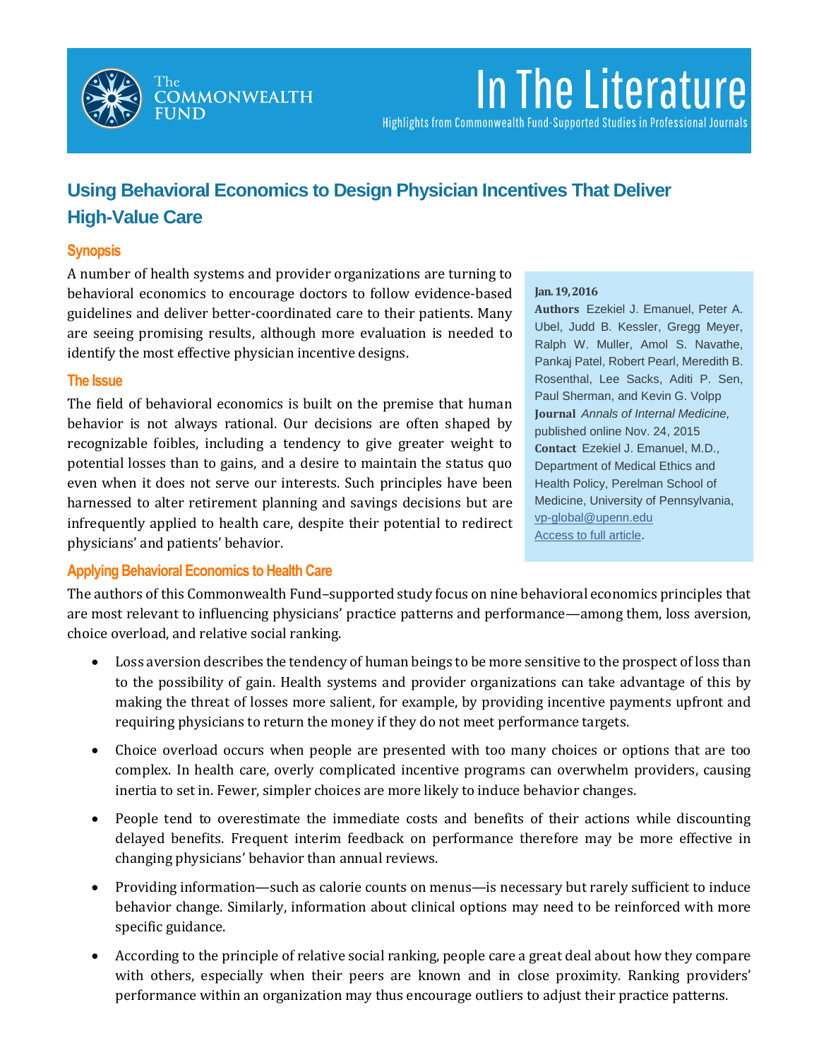# Using Behavioral Economics to Design Physician Incentives That Deliver High-Value Care

## Synopsis

A number of health systems and provider organizations are turning to behavioral economics to encourage doctors to follow evidence-based guidelines and deliver better-coordinated care to their patients. Many are seeing promising results, although more evaluation is needed to identify the most effective physician incentive designs.

**Jan. 19, 2016**

**Authors** Ezekiel J. Emanuel, Peter A. Ubel, Judd B. Kessler, Gregg Meyer, Ralph W. Muller, Amol S. Navathe, Pankaj Patel, Robert Pearl, Meredith B. Rosenthal, Lee Sacks, Aditi P. Sen, Paul Sherman, and Kevin G. Volpp

**Journal** *Annals of Internal Medicine*, published online Nov. 24, 2015

**Contact** Ezekiel J. Emanuel, M.D., Department of Medical Ethics and Health Policy, Perelman School of Medicine, University of Pennsylvania, vp-global@upenn.edu

Access to full article.

## The Issue

The field of behavioral economics is built on the premise that human behavior is not always rational. Our decisions are often shaped by recognizable foibles, including a tendency to give greater weight to potential losses than to gains, and a desire to maintain the status quo even when it does not serve our interests. Such principles have been harnessed to alter retirement planning and savings decisions but are infrequently applied to health care, despite their potential to redirect physicians' and patients' behavior.

## Applying Behavioral Economics to Health Care

The authors of this Commonwealth Fund–supported study focus on nine behavioral economics principles that are most relevant to influencing physicians' practice patterns and performance—among them, loss aversion, choice overload, and relative social ranking.

- Loss aversion describes the tendency of human beings to be more sensitive to the prospect of loss than to the possibility of gain. Health systems and provider organizations can take advantage of this by making the threat of losses more salient, for example, by providing incentive payments upfront and requiring physicians to return the money if they do not meet performance targets.
- Choice overload occurs when people are presented with too many choices or options that are too complex. In health care, overly complicated incentive programs can overwhelm providers, causing inertia to set in. Fewer, simpler choices are more likely to induce behavior changes.
- People tend to overestimate the immediate costs and benefits of their actions while discounting delayed benefits. Frequent interim feedback on performance therefore may be more effective in changing physicians' behavior than annual reviews.
- Providing information—such as calorie counts on menus—is necessary but rarely sufficient to induce behavior change. Similarly, information about clinical options may need to be reinforced with more specific guidance.
- According to the principle of relative social ranking, people care a great deal about how they compare with others, especially when their peers are known and in close proximity. Ranking providers' performance within an organization may thus encourage outliers to adjust their practice patterns.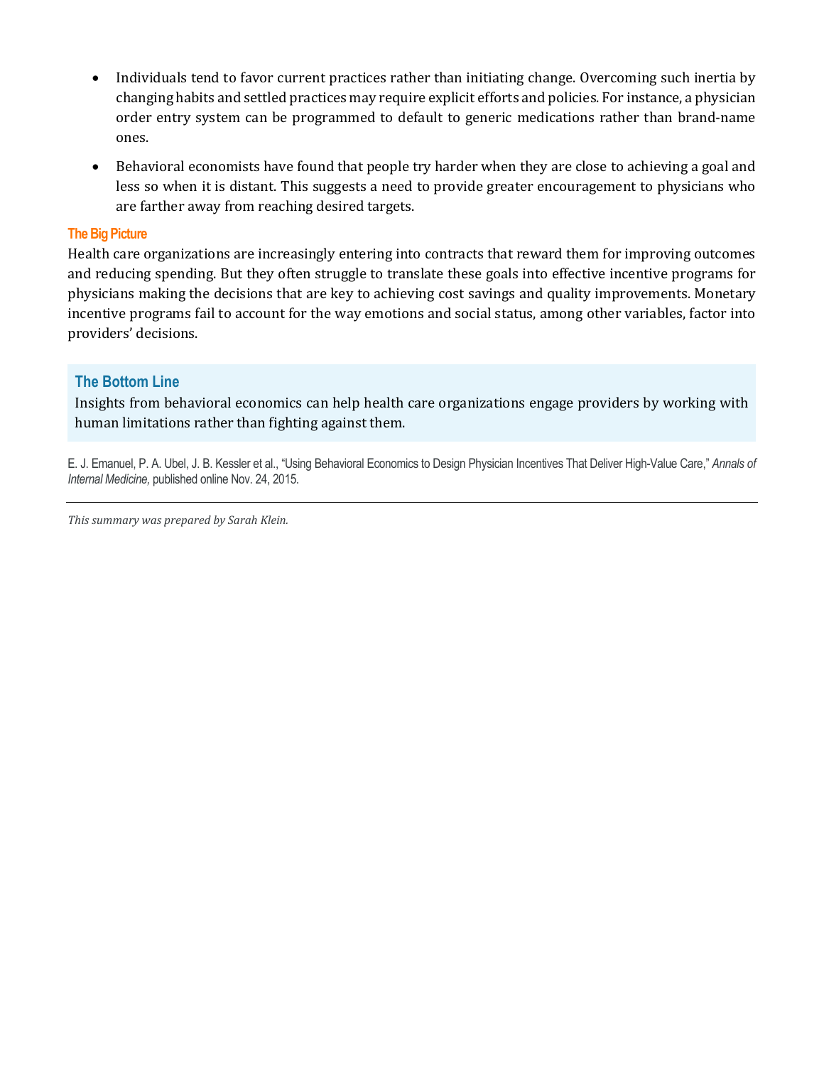- Individuals tend to favor current practices rather than initiating change. Overcoming such inertia by changing habits and settled practices may require explicit efforts and policies. For instance, a physician order entry system can be programmed to default to generic medications rather than brand-name ones.
- Behavioral economists have found that people try harder when they are close to achieving a goal and less so when it is distant. This suggests a need to provide greater encouragement to physicians who are farther away from reaching desired targets.

### The Big Picture

Health care organizations are increasingly entering into contracts that reward them for improving outcomes and reducing spending. But they often struggle to translate these goals into effective incentive programs for physicians making the decisions that are key to achieving cost savings and quality improvements. Monetary incentive programs fail to account for the way emotions and social status, among other variables, factor into providers' decisions.

### The Bottom Line

Insights from behavioral economics can help health care organizations engage providers by working with human limitations rather than fighting against them.

E. J. Emanuel, P. A. Ubel, J. B. Kessler et al., "Using Behavioral Economics to Design Physician Incentives That Deliver High-Value Care," *Annals of Internal Medicine,* published online Nov. 24, 2015.

---

*This summary was prepared by Sarah Klein.*